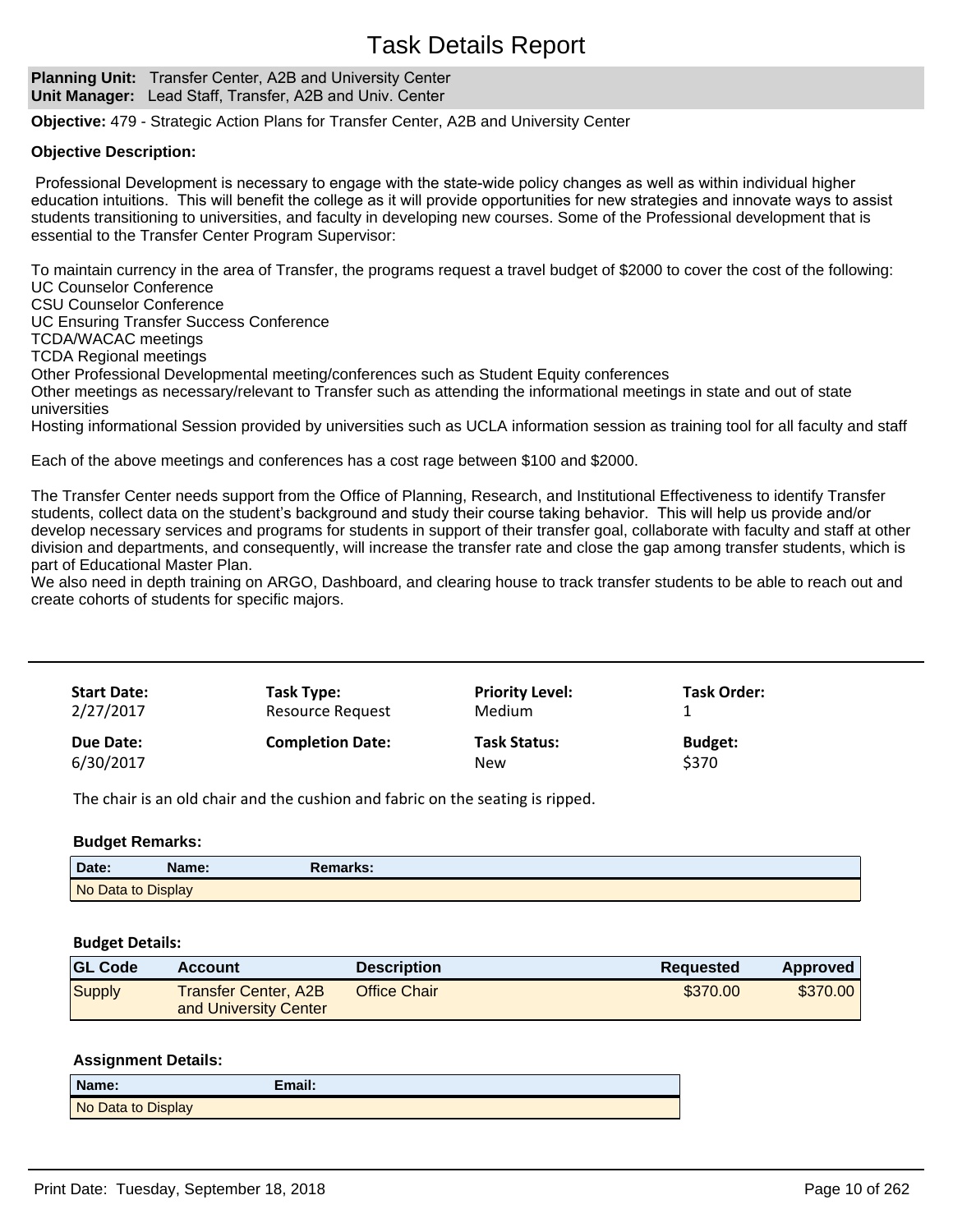# Task Details Report

**Planning Unit:** Transfer Center, A2B and University Center
**Unit Manager:** Lead Staff, Transfer, A2B and Univ. Center

**Objective:** 479 - Strategic Action Plans for Transfer Center, A2B and University Center

**Objective Description:**

Professional Development is necessary to engage with the state-wide policy changes as well as within individual higher education intuitions. This will benefit the college as it will provide opportunities for new strategies and innovate ways to assist students transitioning to universities, and faculty in developing new courses. Some of the Professional development that is essential to the Transfer Center Program Supervisor:

To maintain currency in the area of Transfer, the programs request a travel budget of $2000 to cover the cost of the following:
UC Counselor Conference
CSU Counselor Conference
UC Ensuring Transfer Success Conference
TCDA/WACAC meetings
TCDA Regional meetings
Other Professional Developmental meeting/conferences such as Student Equity conferences
Other meetings as necessary/relevant to Transfer such as attending the informational meetings in state and out of state universities
Hosting informational Session provided by universities such as UCLA information session as training tool for all faculty and staff

Each of the above meetings and conferences has a cost rage between $100 and $2000.

The Transfer Center needs support from the Office of Planning, Research, and Institutional Effectiveness to identify Transfer students, collect data on the student's background and study their course taking behavior. This will help us provide and/or develop necessary services and programs for students in support of their transfer goal, collaborate with faculty and staff at other division and departments, and consequently, will increase the transfer rate and close the gap among transfer students, which is part of Educational Master Plan.
We also need in depth training on ARGO, Dashboard, and clearing house to track transfer students to be able to reach out and create cohorts of students for specific majors.

---

| Start Date: | Task Type: | Priority Level: | Task Order: |
|---|---|---|---|
| 2/27/2017 | Resource Request | Medium | 1 |
| **Due Date:** | **Completion Date:** | **Task Status:** | **Budget:** |
| 6/30/2017 | | New | $370 |

The chair is an old chair and the cushion and fabric on the seating is ripped.

**Budget Remarks:**

| Date: | Name: | Remarks: |
|---|---|---|
| No Data to Display | | |

**Budget Details:**

| GL Code | Account | Description | Requested | Approved |
|---|---|---|---|---|
| Supply | Transfer Center, A2B and University Center | Office Chair | $370.00 | $370.00 |

**Assignment Details:**

| Name: | Email: |
|---|---|
| No Data to Display | |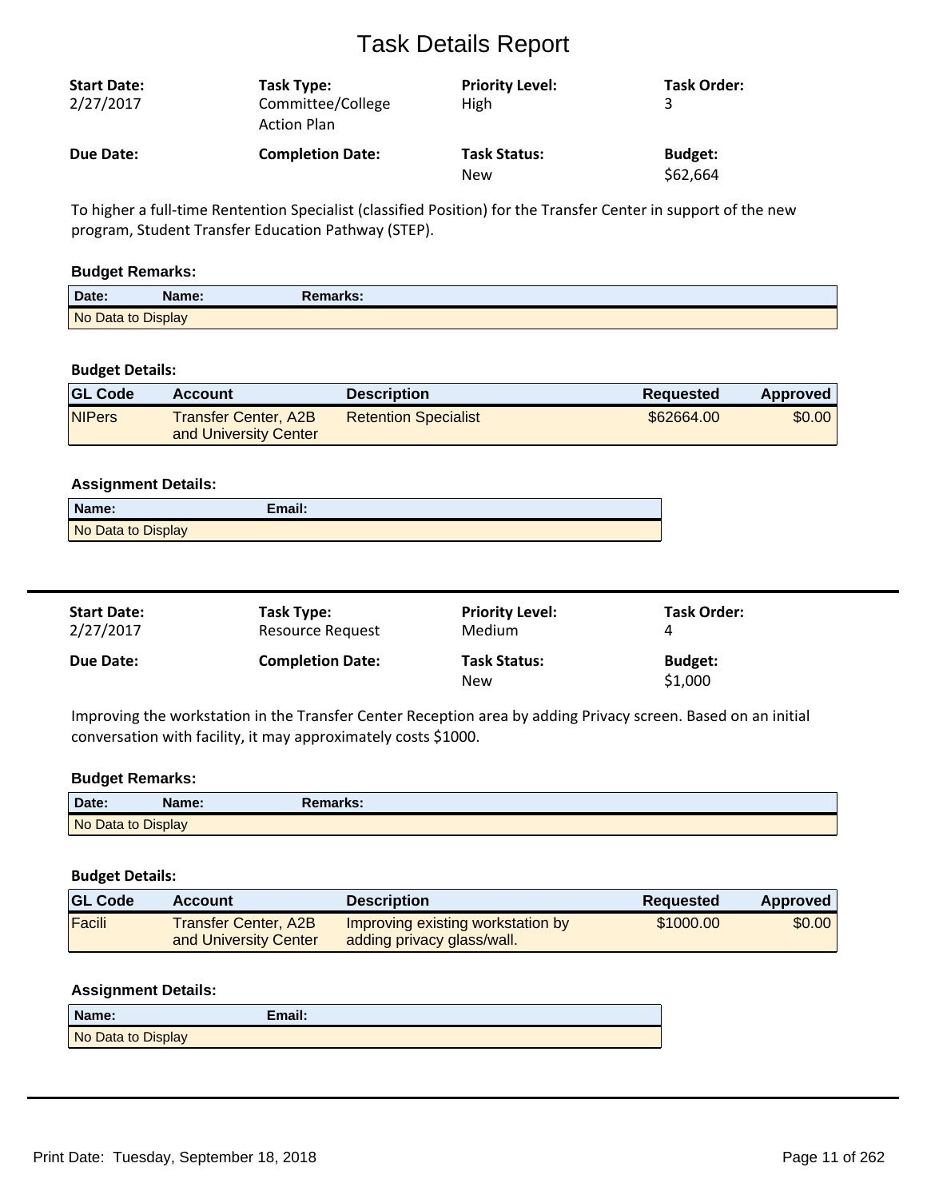# Task Details Report

**Start Date:** 2/27/2017

**Task Type:** Committee/College Action Plan

**Priority Level:** High

**Task Order:** 3

**Due Date:**

**Completion Date:**

**Task Status:** New

**Budget:** $62,664

To higher a full-time Rentention Specialist (classified Position) for the Transfer Center in support of the new program, Student Transfer Education Pathway (STEP).

**Budget Remarks:**

| Date: | Name: | Remarks: |
|---|---|---|
| No Data to Display | | |

**Budget Details:**

| GL Code | Account | Description | Requested | Approved |
|---|---|---|---|---|
| NIPers | Transfer Center, A2B and University Center | Retention Specialist | $62664.00 | $0.00 |

**Assignment Details:**

| Name: | Email: |
|---|---|
| No Data to Display | |

---

**Start Date:** 2/27/2017

**Task Type:** Resource Request

**Priority Level:** Medium

**Task Order:** 4

**Due Date:**

**Completion Date:**

**Task Status:** New

**Budget:** $1,000

Improving the workstation in the Transfer Center Reception area by adding Privacy screen. Based on an initial conversation with facility, it may approximately costs $1000.

**Budget Remarks:**

| Date: | Name: | Remarks: |
|---|---|---|
| No Data to Display | | |

**Budget Details:**

| GL Code | Account | Description | Requested | Approved |
|---|---|---|---|---|
| Facili | Transfer Center, A2B and University Center | Improving existing workstation by adding privacy glass/wall. | $1000.00 | $0.00 |

**Assignment Details:**

| Name: | Email: |
|---|---|
| No Data to Display | |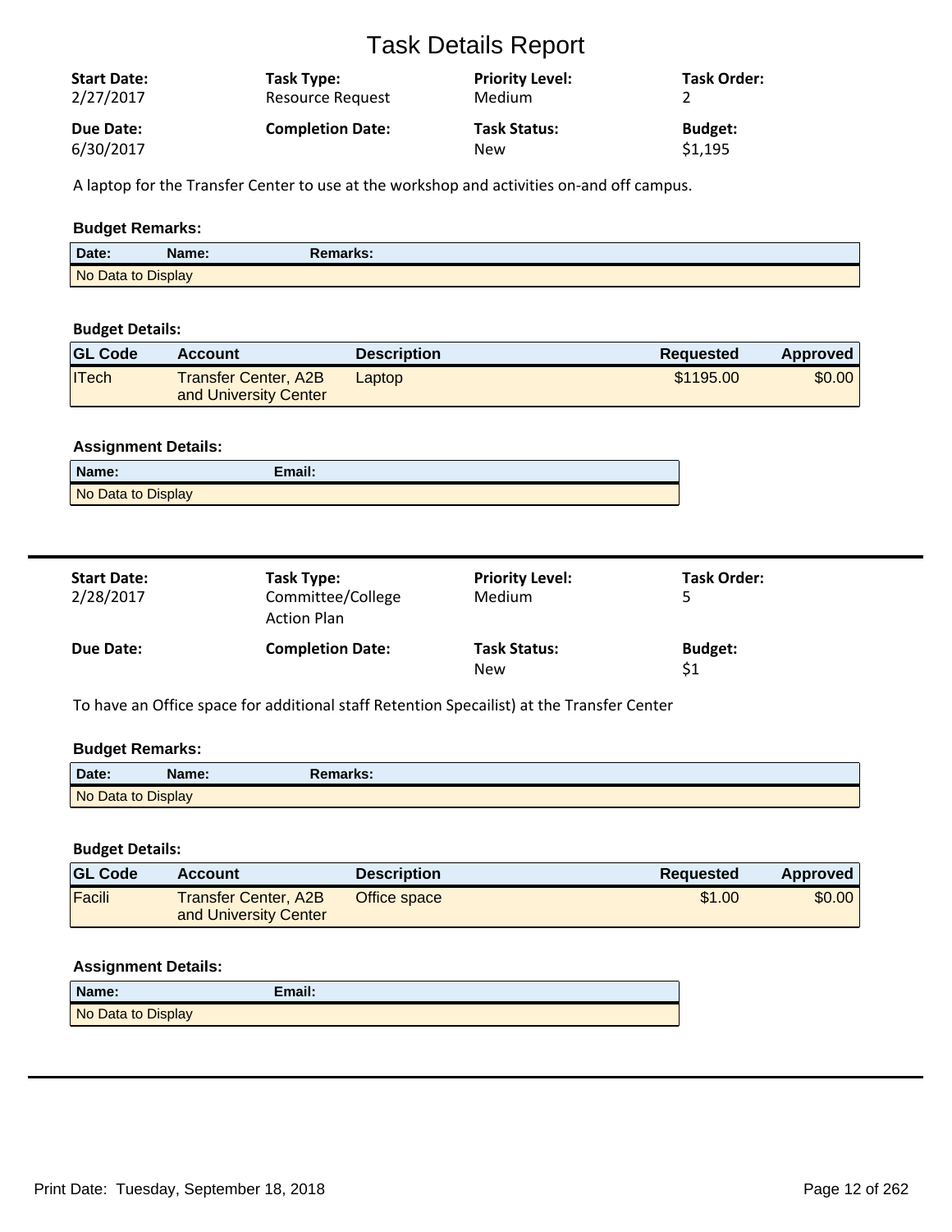# Task Details Report

| Start Date: | Task Type: | Priority Level: | Task Order: |
|---|---|---|---|
| 2/27/2017 | Resource Request | Medium | 2 |
| **Due Date:** | **Completion Date:** | **Task Status:** | **Budget:** |
| 6/30/2017 | | New | $1,195 |

A laptop for the Transfer Center to use at the workshop and activities on-and off campus.

### Budget Remarks:

| Date: | Name: | Remarks: |
|---|---|---|
| No Data to Display | | |

### Budget Details:

| GL Code | Account | Description | Requested | Approved |
|---|---|---|---|---|
| ITech | Transfer Center, A2B and University Center | Laptop | $1195.00 | $0.00 |

### Assignment Details:

| Name: | Email: |
|---|---|
| No Data to Display | |

---

| Start Date: | Task Type: | Priority Level: | Task Order: |
|---|---|---|---|
| 2/28/2017 | Committee/College Action Plan | Medium | 5 |
| **Due Date:** | **Completion Date:** | **Task Status:** | **Budget:** |
| | | New | $1 |

To have an Office space for additional staff Retention Specailist) at the Transfer Center

### Budget Remarks:

| Date: | Name: | Remarks: |
|---|---|---|
| No Data to Display | | |

### Budget Details:

| GL Code | Account | Description | Requested | Approved |
|---|---|---|---|---|
| Facili | Transfer Center, A2B and University Center | Office space | $1.00 | $0.00 |

### Assignment Details:

| Name: | Email: |
|---|---|
| No Data to Display | |

Print Date: Tuesday, September 18, 2018